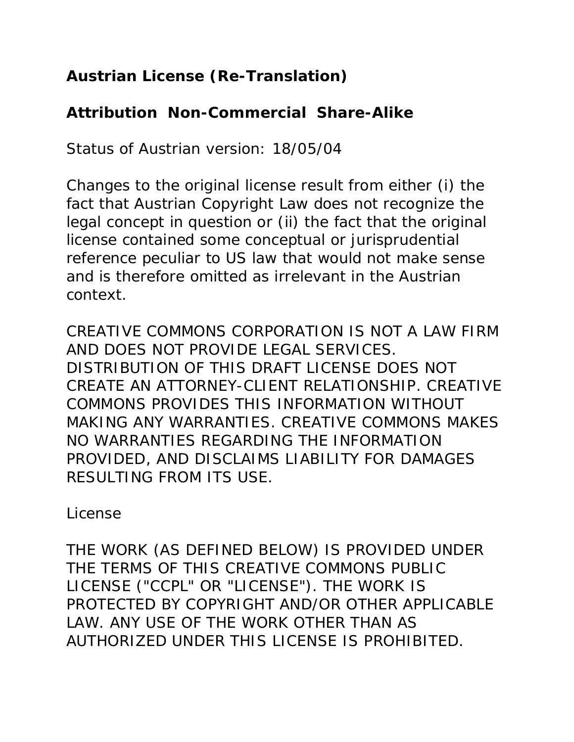## Austrian License (Re-Translation)

## Attribution Non-Commercial Share-Alike

Status of Austrian version: 18/05/04

Changes to the original license result from either (i) the fact that Austrian Copyright Law does not recognize the legal concept in question or (ii) the fact that the original license contained some conceptual or jurisprudential reference peculiar to US law that would not make sense and is therefore omitted as irrelevant in the Austrian context.

CREATIVE COMMONS CORPORATION IS NOT A LAW FIRM AND DOES NOT PROVIDE LEGAL SERVICES. DISTRIBUTION OF THIS DRAFT LICENSE DOES NOT CREATE AN ATTORNEY-CLIENT RELATIONSHIP. CREATIVE COMMONS PROVIDES THIS INFORMATION WITHOUT MAKING ANY WARRANTIES. CREATIVE COMMONS MAKES NO WARRANTIES REGARDING THE INFORMATION PROVIDED, AND DISCLAIMS LIABILITY FOR DAMAGES RESULTING FROM ITS USE.

License

THE WORK (AS DEFINED BELOW) IS PROVIDED UNDER THE TERMS OF THIS CREATIVE COMMONS PUBLIC LICENSE ("CCPL" OR "LICENSE"). THE WORK IS PROTECTED BY COPYRIGHT AND/OR OTHER APPLICABLE LAW. ANY USE OF THE WORK OTHER THAN AS AUTHORIZED UNDER THIS LICENSE IS PROHIBITED.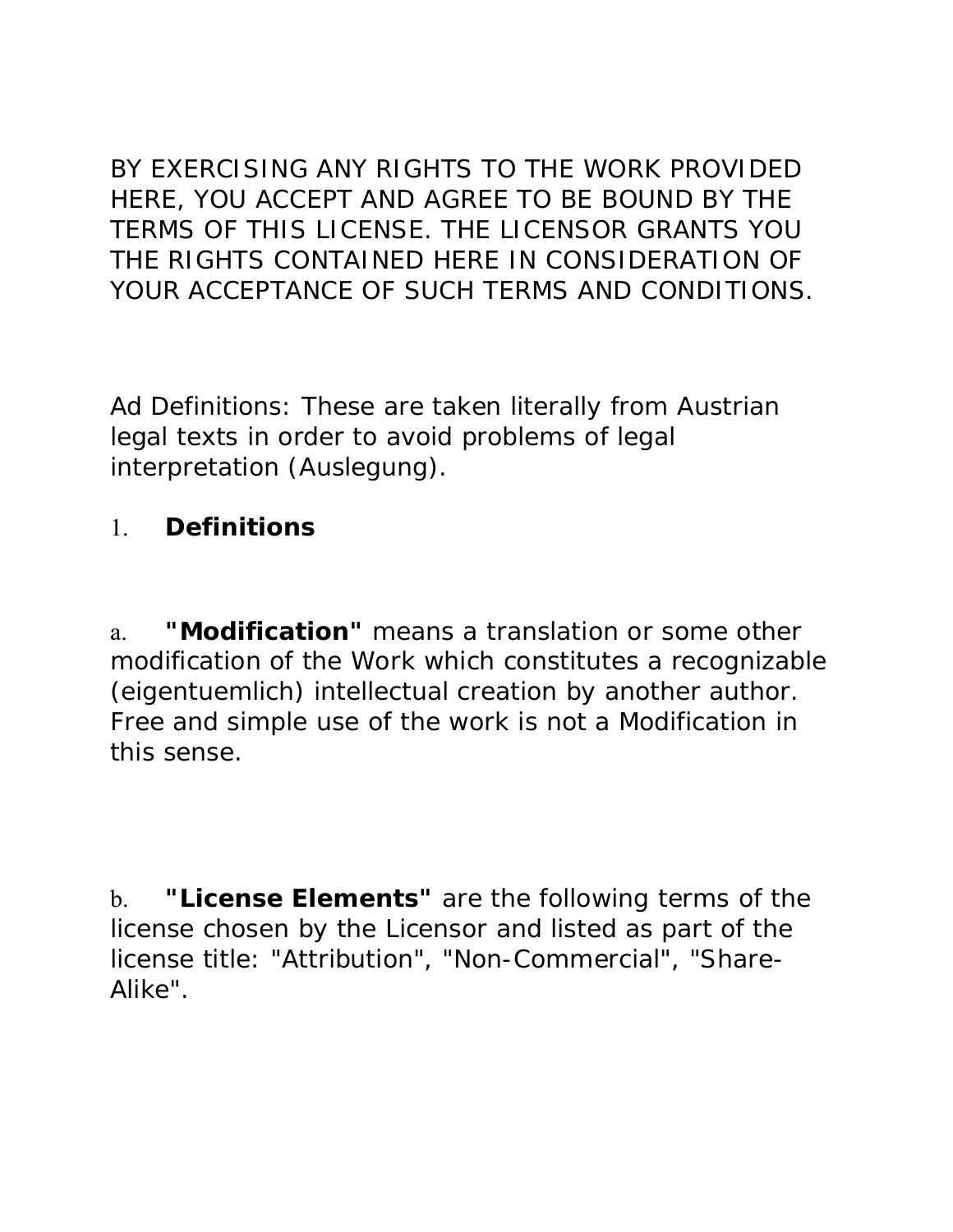BY EXERCISING ANY RIGHTS TO THE WORK PROVIDED HERE, YOU ACCEPT AND AGREE TO BE BOUND BY THE TERMS OF THIS LICENSE. THE LICENSOR GRANTS YOU THE RIGHTS CONTAINED HERE IN CONSIDERATION OF YOUR ACCEPTANCE OF SUCH TERMS AND CONDITIONS.

Ad Definitions: These are taken literally from Austrian legal texts in order to avoid problems of legal interpretation (Auslegung).

1. **Definitions**

a. **"Modification"** means a translation or some other modification of the Work which constitutes a recognizable (eigentuemlich) intellectual creation by another author. Free and simple use of the work is not a Modification in this sense.

b. **"License Elements"** are the following terms of the license chosen by the Licensor and listed as part of the license title: "Attribution", "Non-Commercial", "Share-Alike".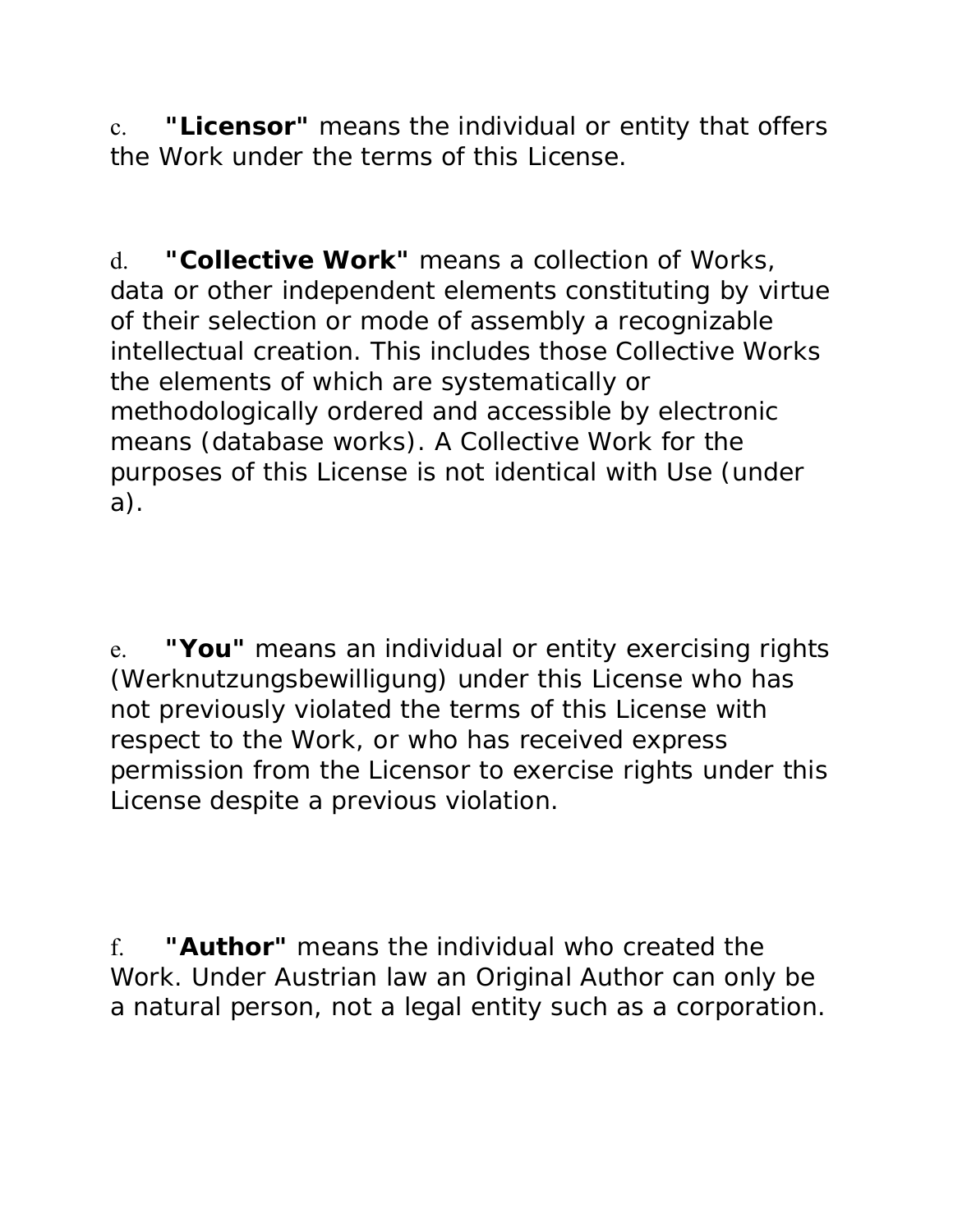c. **"Licensor"** means the individual or entity that offers the Work under the terms of this License.

d. **"Collective Work"** means a collection of Works, data or other independent elements constituting by virtue of their selection or mode of assembly a recognizable intellectual creation. This includes those Collective Works the elements of which are systematically or methodologically ordered and accessible by electronic means (database works). A Collective Work for the purposes of this License is not identical with Use (under a).

e. **"You"** means an individual or entity exercising rights (Werknutzungsbewilligung) under this License who has not previously violated the terms of this License with respect to the Work, or who has received express permission from the Licensor to exercise rights under this License despite a previous violation.

f. **"Author"** means the individual who created the Work. Under Austrian law an Original Author can only be a natural person, not a legal entity such as a corporation.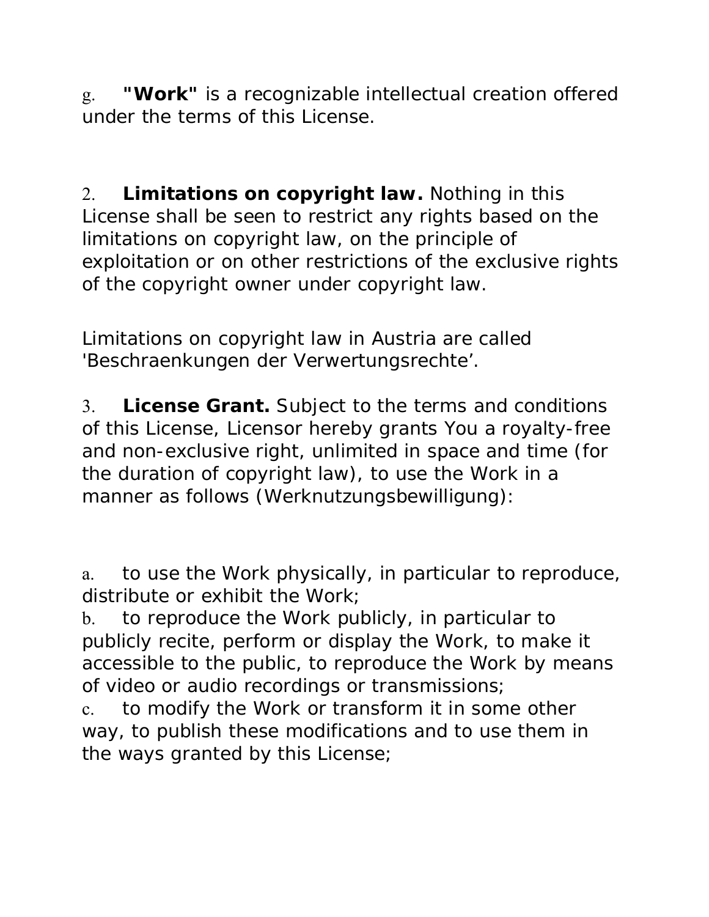g. **"Work"** is a recognizable intellectual creation offered under the terms of this License.

2. **Limitations on copyright law.** Nothing in this License shall be seen to restrict any rights based on the limitations on copyright law, on the principle of exploitation or on other restrictions of the exclusive rights of the copyright owner under copyright law.

Limitations on copyright law in Austria are called 'Beschraenkungen der Verwertungsrechte'.

3. **License Grant.** Subject to the terms and conditions of this License, Licensor hereby grants You a royalty-free and non-exclusive right, unlimited in space and time (for the duration of copyright law), to use the Work in a manner as follows (Werknutzungsbewilligung):

a. to use the Work physically, in particular to reproduce, distribute or exhibit the Work;
b. to reproduce the Work publicly, in particular to publicly recite, perform or display the Work, to make it accessible to the public, to reproduce the Work by means of video or audio recordings or transmissions;
c. to modify the Work or transform it in some other way, to publish these modifications and to use them in the ways granted by this License;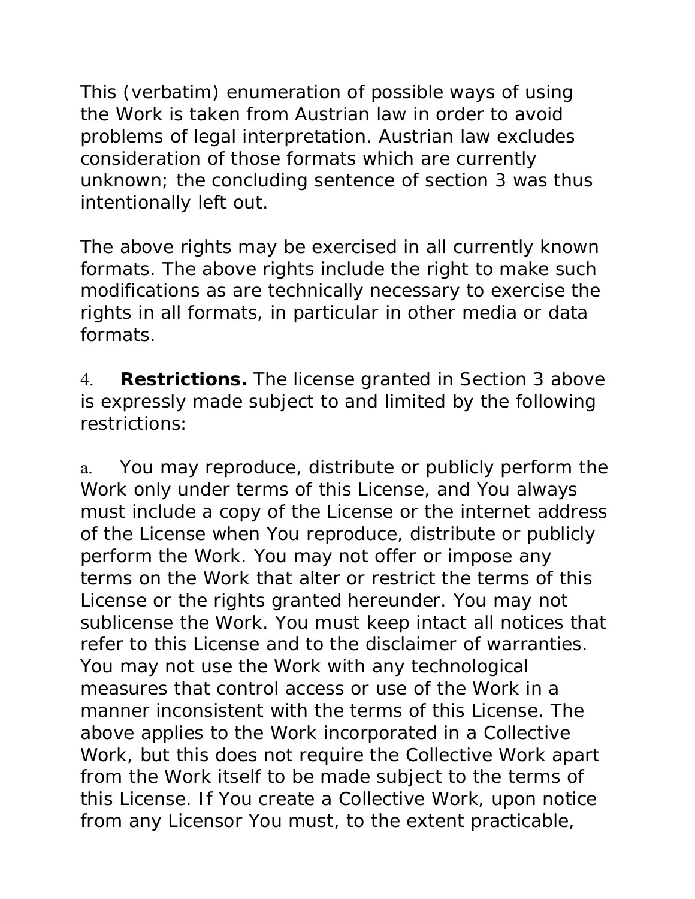This (verbatim) enumeration of possible ways of using the Work is taken from Austrian law in order to avoid problems of legal interpretation. Austrian law excludes consideration of those formats which are currently unknown; the concluding sentence of section 3 was thus intentionally left out.

The above rights may be exercised in all currently known formats. The above rights include the right to make such modifications as are technically necessary to exercise the rights in all formats, in particular in other media or data formats.

4. **Restrictions.** The license granted in Section 3 above is expressly made subject to and limited by the following restrictions:

a. You may reproduce, distribute or publicly perform the Work only under terms of this License, and You always must include a copy of the License or the internet address of the License when You reproduce, distribute or publicly perform the Work. You may not offer or impose any terms on the Work that alter or restrict the terms of this License or the rights granted hereunder. You may not sublicense the Work. You must keep intact all notices that refer to this License and to the disclaimer of warranties. You may not use the Work with any technological measures that control access or use of the Work in a manner inconsistent with the terms of this License. The above applies to the Work incorporated in a Collective Work, but this does not require the Collective Work apart from the Work itself to be made subject to the terms of this License. If You create a Collective Work, upon notice from any Licensor You must, to the extent practicable,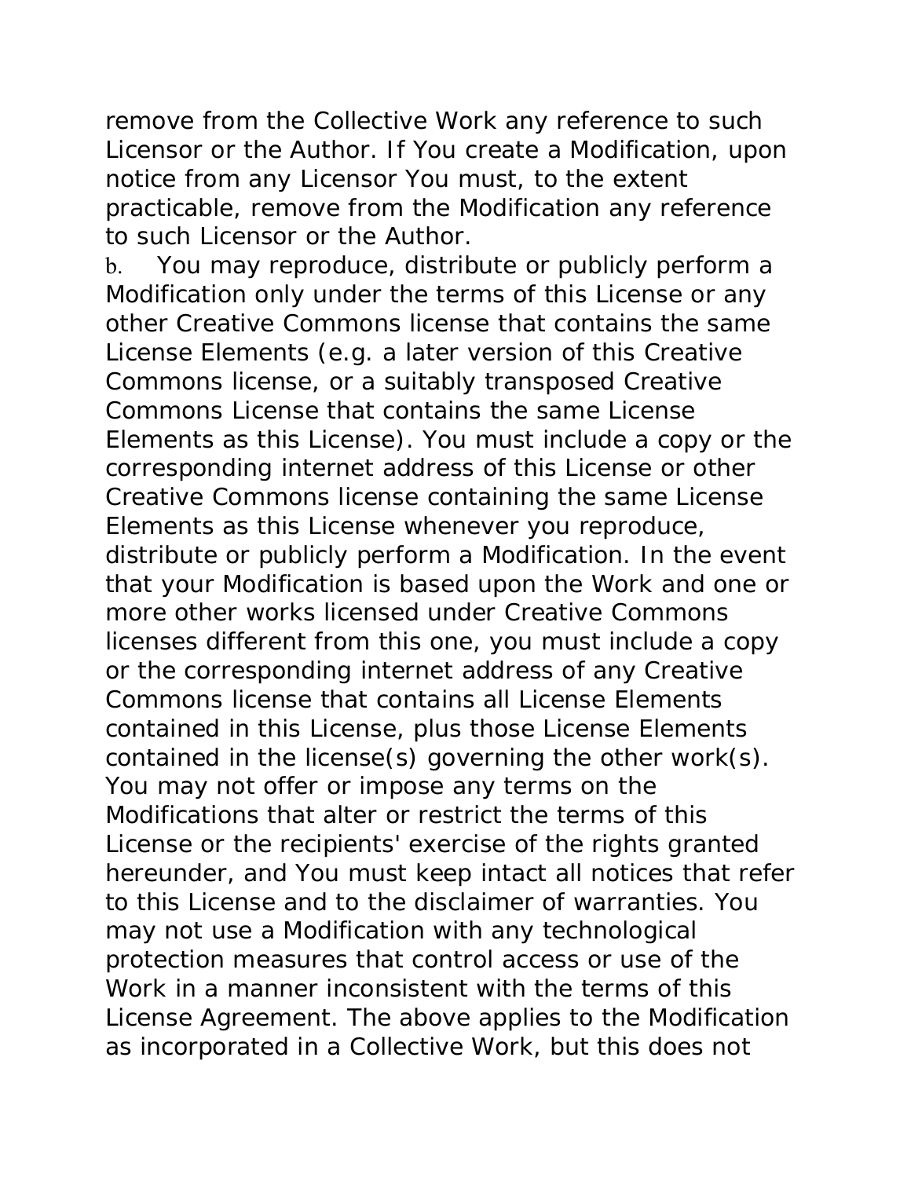remove from the Collective Work any reference to such Licensor or the Author. If You create a Modification, upon notice from any Licensor You must, to the extent practicable, remove from the Modification any reference to such Licensor or the Author.

b. You may reproduce, distribute or publicly perform a Modification only under the terms of this License or any other Creative Commons license that contains the same License Elements (e.g. a later version of this Creative Commons license, or a suitably transposed Creative Commons License that contains the same License Elements as this License). You must include a copy or the corresponding internet address of this License or other Creative Commons license containing the same License Elements as this License whenever you reproduce, distribute or publicly perform a Modification. In the event that your Modification is based upon the Work and one or more other works licensed under Creative Commons licenses different from this one, you must include a copy or the corresponding internet address of any Creative Commons license that contains all License Elements contained in this License, plus those License Elements contained in the license(s) governing the other work(s). You may not offer or impose any terms on the Modifications that alter or restrict the terms of this License or the recipients' exercise of the rights granted hereunder, and You must keep intact all notices that refer to this License and to the disclaimer of warranties. You may not use a Modification with any technological protection measures that control access or use of the Work in a manner inconsistent with the terms of this License Agreement. The above applies to the Modification as incorporated in a Collective Work, but this does not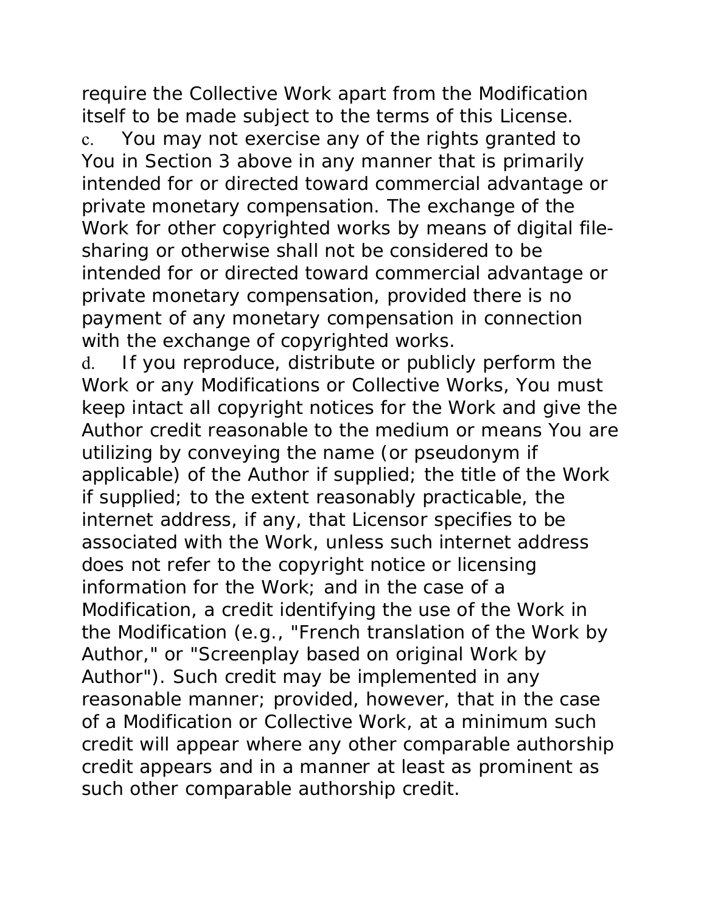require the Collective Work apart from the Modification itself to be made subject to the terms of this License.

c. You may not exercise any of the rights granted to You in Section 3 above in any manner that is primarily intended for or directed toward commercial advantage or private monetary compensation. The exchange of the Work for other copyrighted works by means of digital file-sharing or otherwise shall not be considered to be intended for or directed toward commercial advantage or private monetary compensation, provided there is no payment of any monetary compensation in connection with the exchange of copyrighted works.

d. If you reproduce, distribute or publicly perform the Work or any Modifications or Collective Works, You must keep intact all copyright notices for the Work and give the Author credit reasonable to the medium or means You are utilizing by conveying the name (or pseudonym if applicable) of the Author if supplied; the title of the Work if supplied; to the extent reasonably practicable, the internet address, if any, that Licensor specifies to be associated with the Work, unless such internet address does not refer to the copyright notice or licensing information for the Work; and in the case of a Modification, a credit identifying the use of the Work in the Modification (e.g., "French translation of the Work by Author," or "Screenplay based on original Work by Author"). Such credit may be implemented in any reasonable manner; provided, however, that in the case of a Modification or Collective Work, at a minimum such credit will appear where any other comparable authorship credit appears and in a manner at least as prominent as such other comparable authorship credit.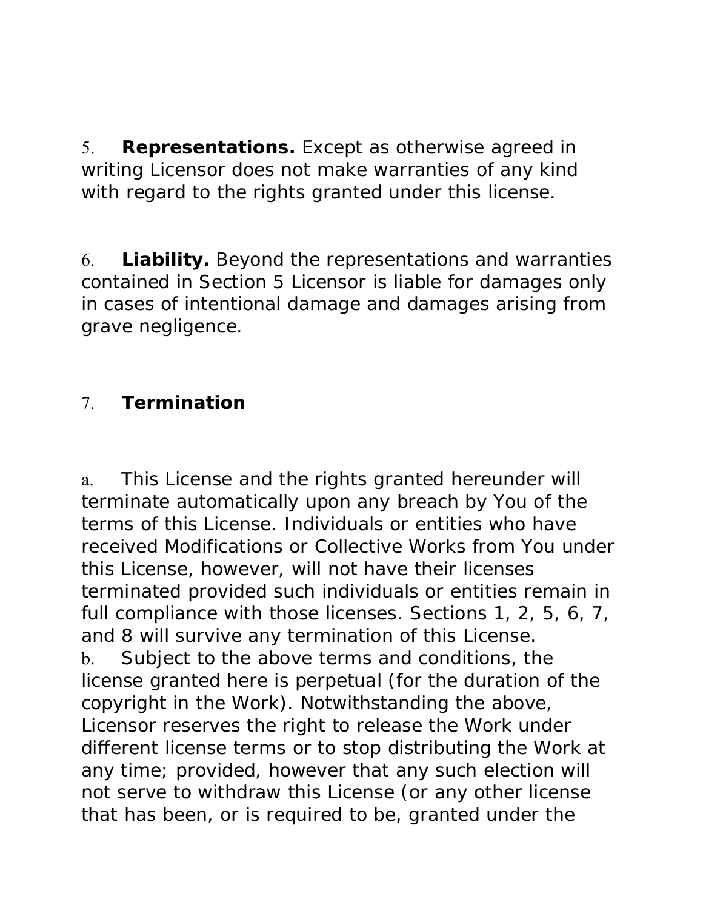5. **Representations.** Except as otherwise agreed in writing Licensor does not make warranties of any kind with regard to the rights granted under this license.

6. **Liability.** Beyond the representations and warranties contained in Section 5 Licensor is liable for damages only in cases of intentional damage and damages arising from grave negligence.

7. **Termination**

a. This License and the rights granted hereunder will terminate automatically upon any breach by You of the terms of this License. Individuals or entities who have received Modifications or Collective Works from You under this License, however, will not have their licenses terminated provided such individuals or entities remain in full compliance with those licenses. Sections 1, 2, 5, 6, 7, and 8 will survive any termination of this License.
b. Subject to the above terms and conditions, the license granted here is perpetual (for the duration of the copyright in the Work). Notwithstanding the above, Licensor reserves the right to release the Work under different license terms or to stop distributing the Work at any time; provided, however that any such election will not serve to withdraw this License (or any other license that has been, or is required to be, granted under the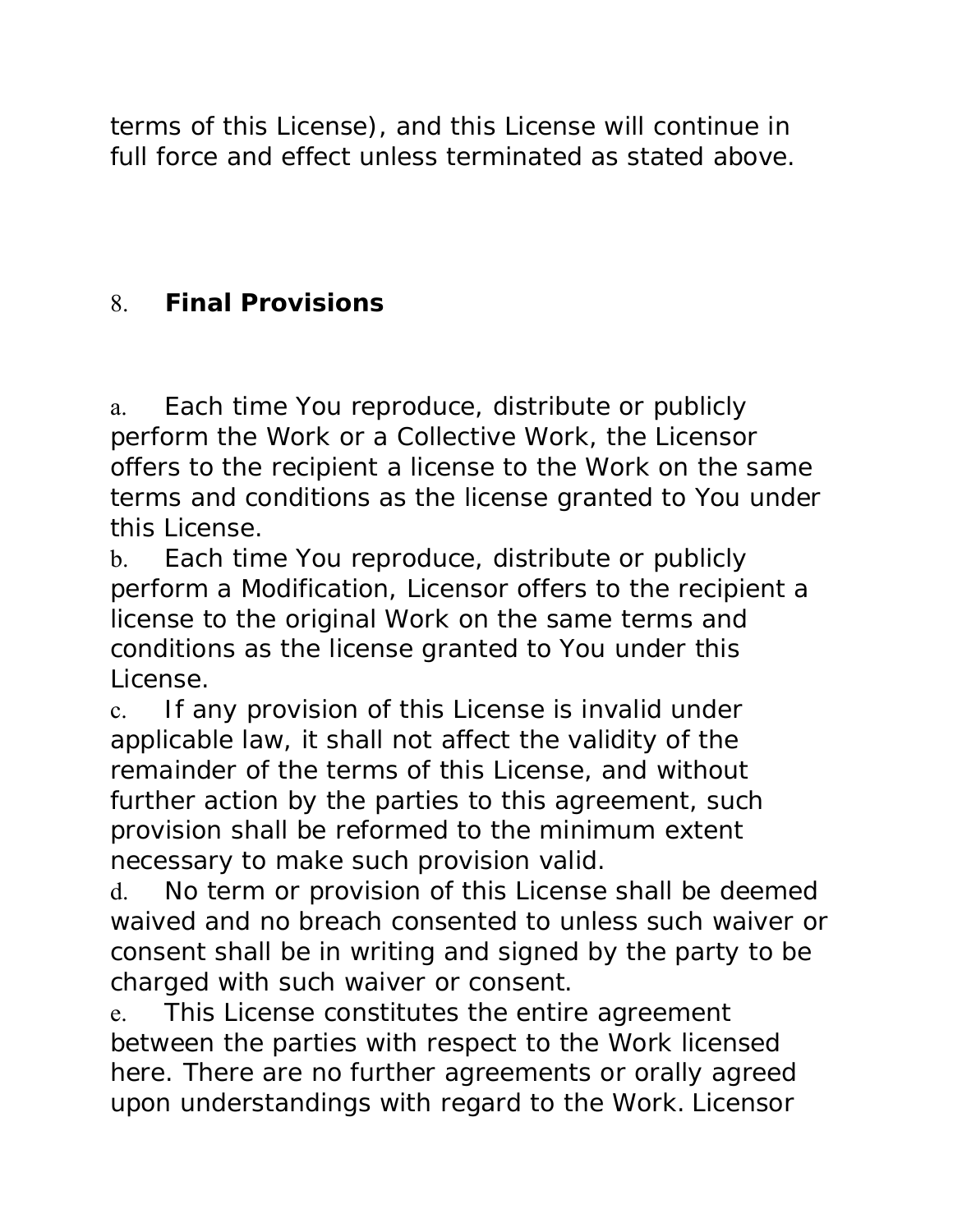terms of this License), and this License will continue in full force and effect unless terminated as stated above.

## 8. Final Provisions

a. Each time You reproduce, distribute or publicly perform the Work or a Collective Work, the Licensor offers to the recipient a license to the Work on the same terms and conditions as the license granted to You under this License.

b. Each time You reproduce, distribute or publicly perform a Modification, Licensor offers to the recipient a license to the original Work on the same terms and conditions as the license granted to You under this License.

c. If any provision of this License is invalid under applicable law, it shall not affect the validity of the remainder of the terms of this License, and without further action by the parties to this agreement, such provision shall be reformed to the minimum extent necessary to make such provision valid.

d. No term or provision of this License shall be deemed waived and no breach consented to unless such waiver or consent shall be in writing and signed by the party to be charged with such waiver or consent.

e. This License constitutes the entire agreement between the parties with respect to the Work licensed here. There are no further agreements or orally agreed upon understandings with regard to the Work. Licensor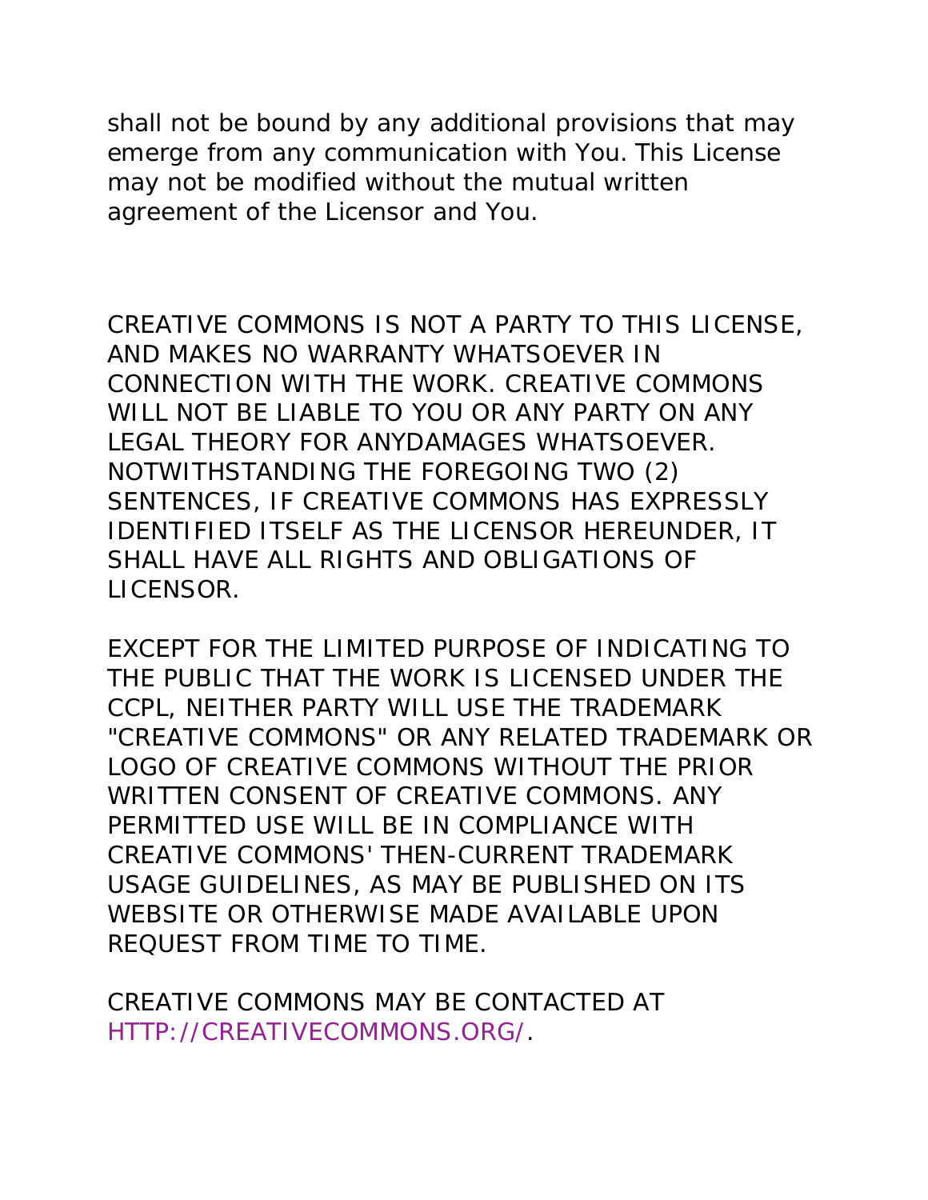shall not be bound by any additional provisions that may emerge from any communication with You. This License may not be modified without the mutual written agreement of the Licensor and You.

CREATIVE COMMONS IS NOT A PARTY TO THIS LICENSE, AND MAKES NO WARRANTY WHATSOEVER IN CONNECTION WITH THE WORK. CREATIVE COMMONS WILL NOT BE LIABLE TO YOU OR ANY PARTY ON ANY LEGAL THEORY FOR ANYDAMAGES WHATSOEVER. NOTWITHSTANDING THE FOREGOING TWO (2) SENTENCES, IF CREATIVE COMMONS HAS EXPRESSLY IDENTIFIED ITSELF AS THE LICENSOR HEREUNDER, IT SHALL HAVE ALL RIGHTS AND OBLIGATIONS OF LICENSOR.

EXCEPT FOR THE LIMITED PURPOSE OF INDICATING TO THE PUBLIC THAT THE WORK IS LICENSED UNDER THE CCPL, NEITHER PARTY WILL USE THE TRADEMARK "CREATIVE COMMONS" OR ANY RELATED TRADEMARK OR LOGO OF CREATIVE COMMONS WITHOUT THE PRIOR WRITTEN CONSENT OF CREATIVE COMMONS. ANY PERMITTED USE WILL BE IN COMPLIANCE WITH CREATIVE COMMONS' THEN-CURRENT TRADEMARK USAGE GUIDELINES, AS MAY BE PUBLISHED ON ITS WEBSITE OR OTHERWISE MADE AVAILABLE UPON REQUEST FROM TIME TO TIME.

CREATIVE COMMONS MAY BE CONTACTED AT HTTP://CREATIVECOMMONS.ORG/.